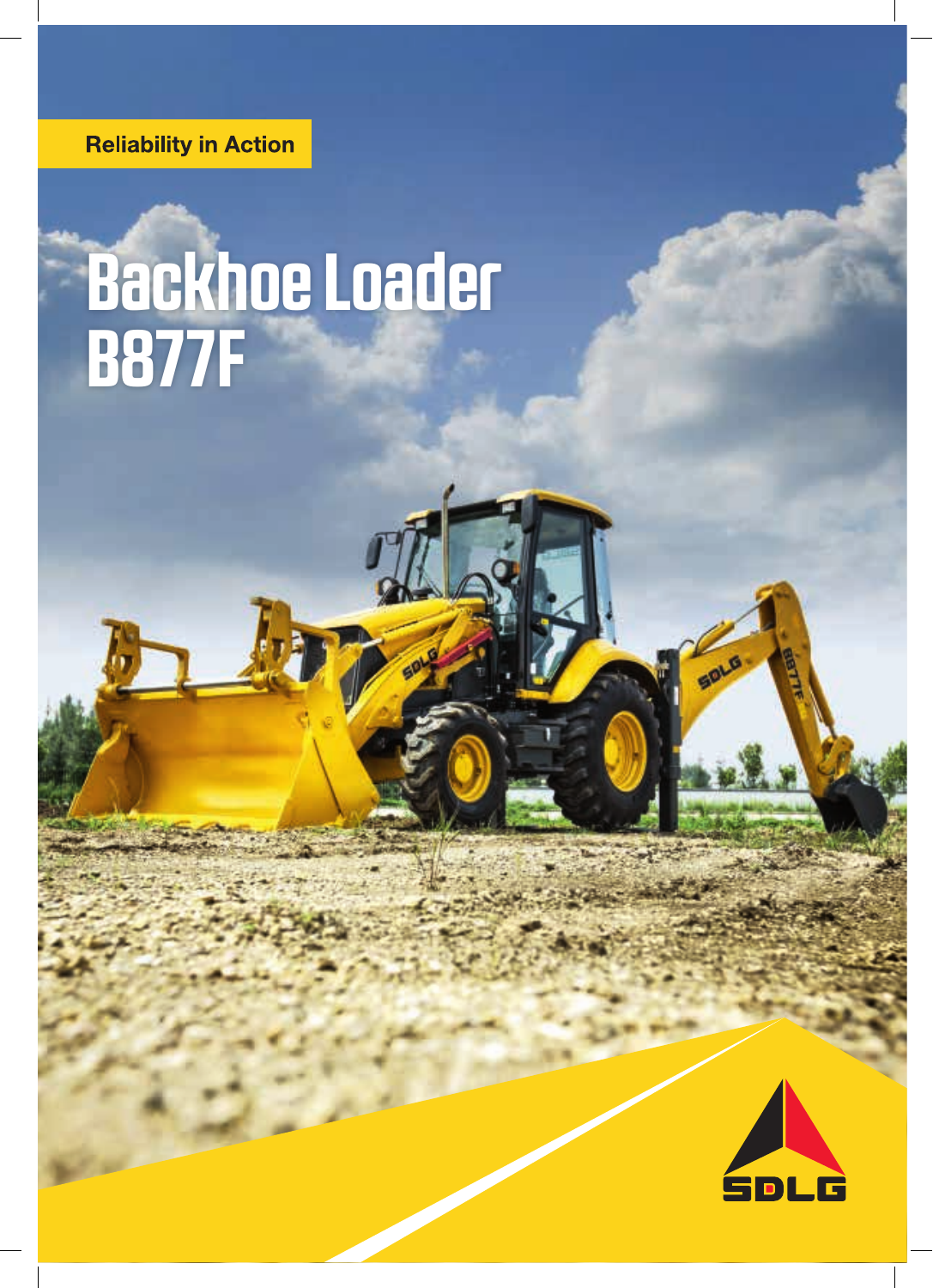Reliability in Action

# Backhoe Loader B877F

SDLG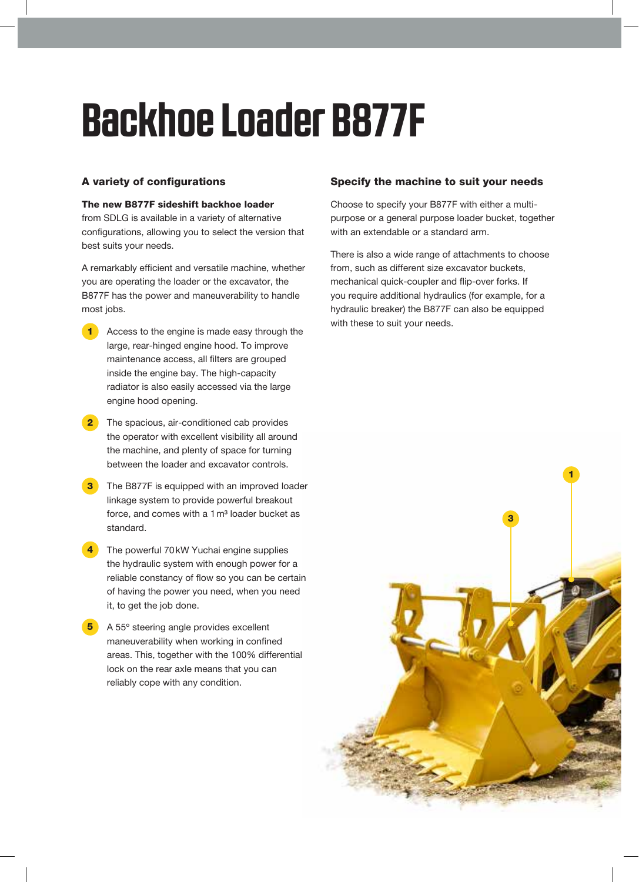# Backhoe Loader B877F

## A variety of configurations

**The new B877F sideshift backhoe loader** from SDLG is available in a variety of alternative configurations, allowing you to select the version that best suits your needs.

A remarkably efficient and versatile machine, whether you are operating the loader or the excavator, the B877F has the power and maneuverability to handle most jobs.

1. Access to the engine is made easy through the large, rear-hinged engine hood. To improve maintenance access, all filters are grouped inside the engine bay. The high-capacity radiator is also easily accessed via the large engine hood opening.
2. The spacious, air-conditioned cab provides the operator with excellent visibility all around the machine, and plenty of space for turning between the loader and excavator controls.
3. The B877F is equipped with an improved loader linkage system to provide powerful breakout force, and comes with a 1 m³ loader bucket as standard.
4. The powerful 70 kW Yuchai engine supplies the hydraulic system with enough power for a reliable constancy of flow so you can be certain of having the power you need, when you need it, to get the job done.
5. A 55° steering angle provides excellent maneuverability when working in confined areas. This, together with the 100% differential lock on the rear axle means that you can reliably cope with any condition.

## Specify the machine to suit your needs

Choose to specify your B877F with either a multi-purpose or a general purpose loader bucket, together with an extendable or a standard arm.

There is also a wide range of attachments to choose from, such as different size excavator buckets, mechanical quick-coupler and flip-over forks. If you require additional hydraulics (for example, for a hydraulic breaker) the B877F can also be equipped with these to suit your needs.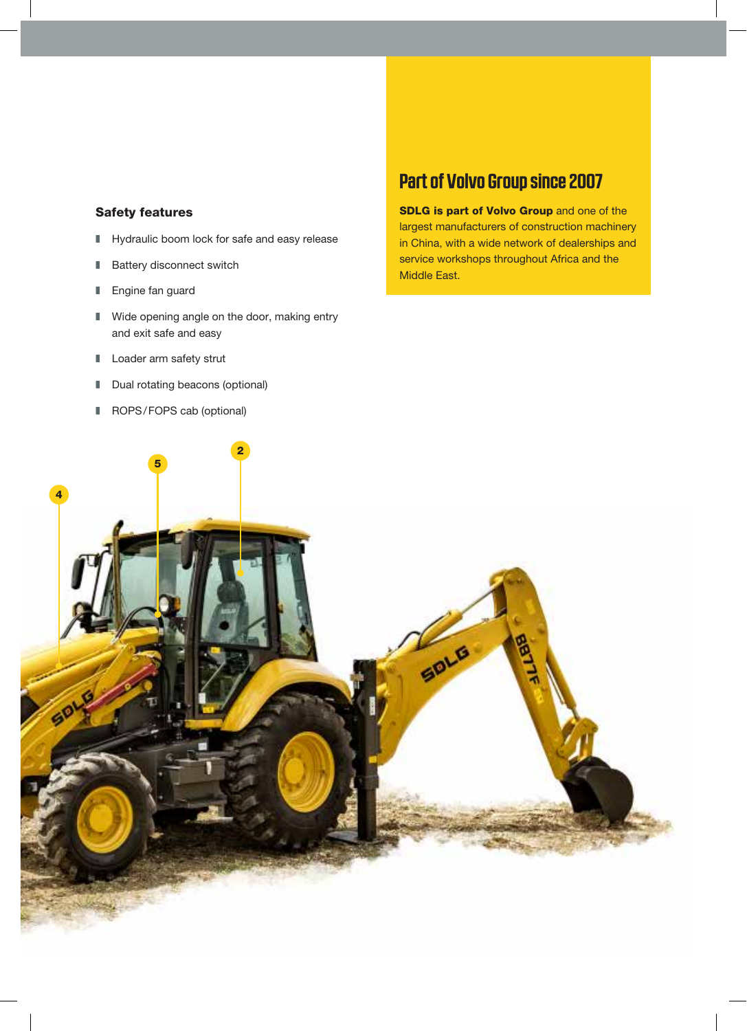## Safety features

- Hydraulic boom lock for safe and easy release
- Battery disconnect switch
- Engine fan guard
- Wide opening angle on the door, making entry and exit safe and easy
- Loader arm safety strut
- Dual rotating beacons (optional)
- ROPS/FOPS cab (optional)

## Part of Volvo Group since 2007

**SDLG is part of Volvo Group** and one of the largest manufacturers of construction machinery in China, with a wide network of dealerships and service workshops throughout Africa and the Middle East.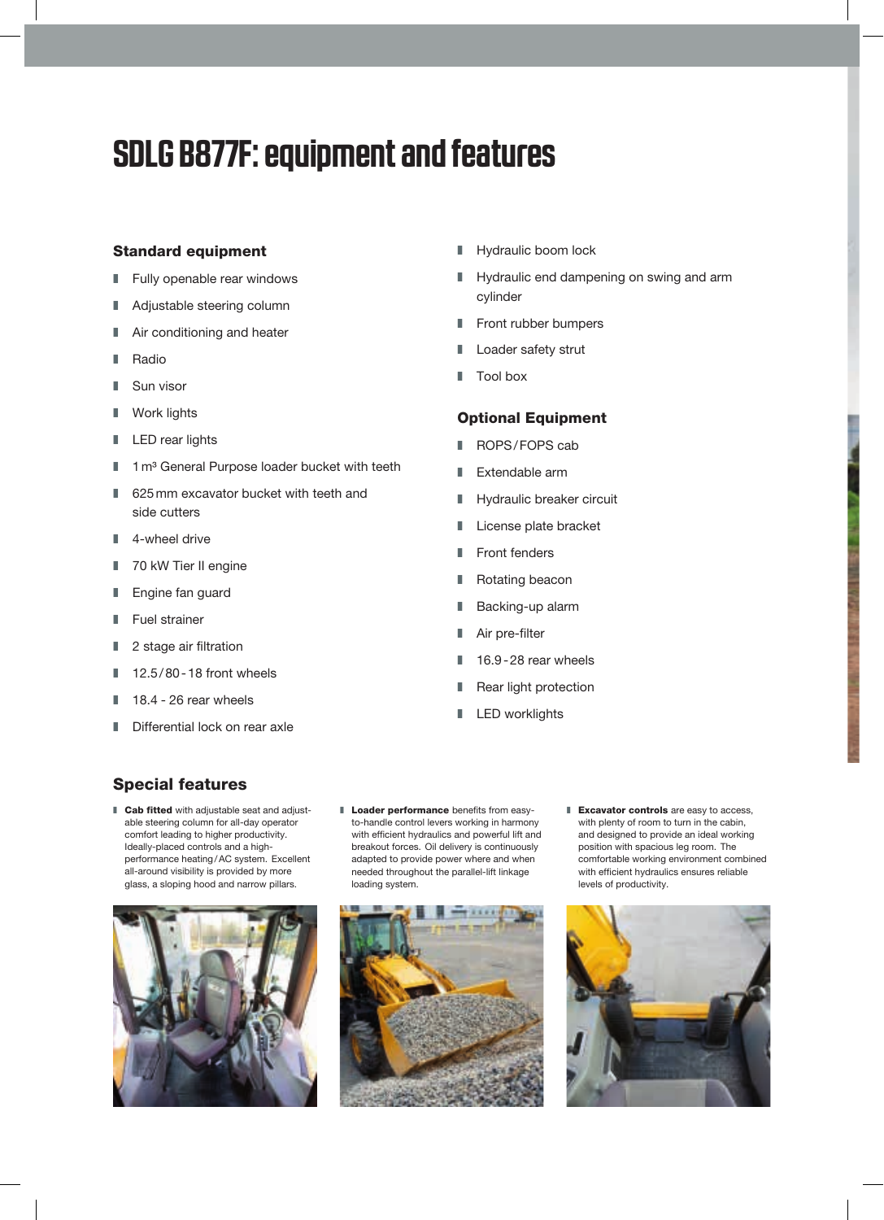# SDLG B877F: equipment and features

## Standard equipment

- Fully openable rear windows
- Adjustable steering column
- Air conditioning and heater
- Radio
- Sun visor
- Work lights
- LED rear lights
- 1 m³ General Purpose loader bucket with teeth
- 625 mm excavator bucket with teeth and side cutters
- 4-wheel drive
- 70 kW Tier II engine
- Engine fan guard
- Fuel strainer
- 2 stage air filtration
- 12.5/80-18 front wheels
- 18.4 - 26 rear wheels
- Differential lock on rear axle
- Hydraulic boom lock
- Hydraulic end dampening on swing and arm cylinder
- Front rubber bumpers
- Loader safety strut
- Tool box

## Optional Equipment

- ROPS/FOPS cab
- Extendable arm
- Hydraulic breaker circuit
- License plate bracket
- Front fenders
- Rotating beacon
- Backing-up alarm
- Air pre-filter
- 16.9-28 rear wheels
- Rear light protection
- LED worklights

## Special features

- **Cab fitted** with adjustable seat and adjustable steering column for all-day operator comfort leading to higher productivity. Ideally-placed controls and a high-performance heating/AC system. Excellent all-around visibility is provided by more glass, a sloping hood and narrow pillars.
- **Loader performance** benefits from easy-to-handle control levers working in harmony with efficient hydraulics and powerful lift and breakout forces. Oil delivery is continuously adapted to provide power where and when needed throughout the parallel-lift linkage loading system.
- **Excavator controls** are easy to access, with plenty of room to turn in the cabin, and designed to provide an ideal working position with spacious leg room. The comfortable working environment combined with efficient hydraulics ensures reliable levels of productivity.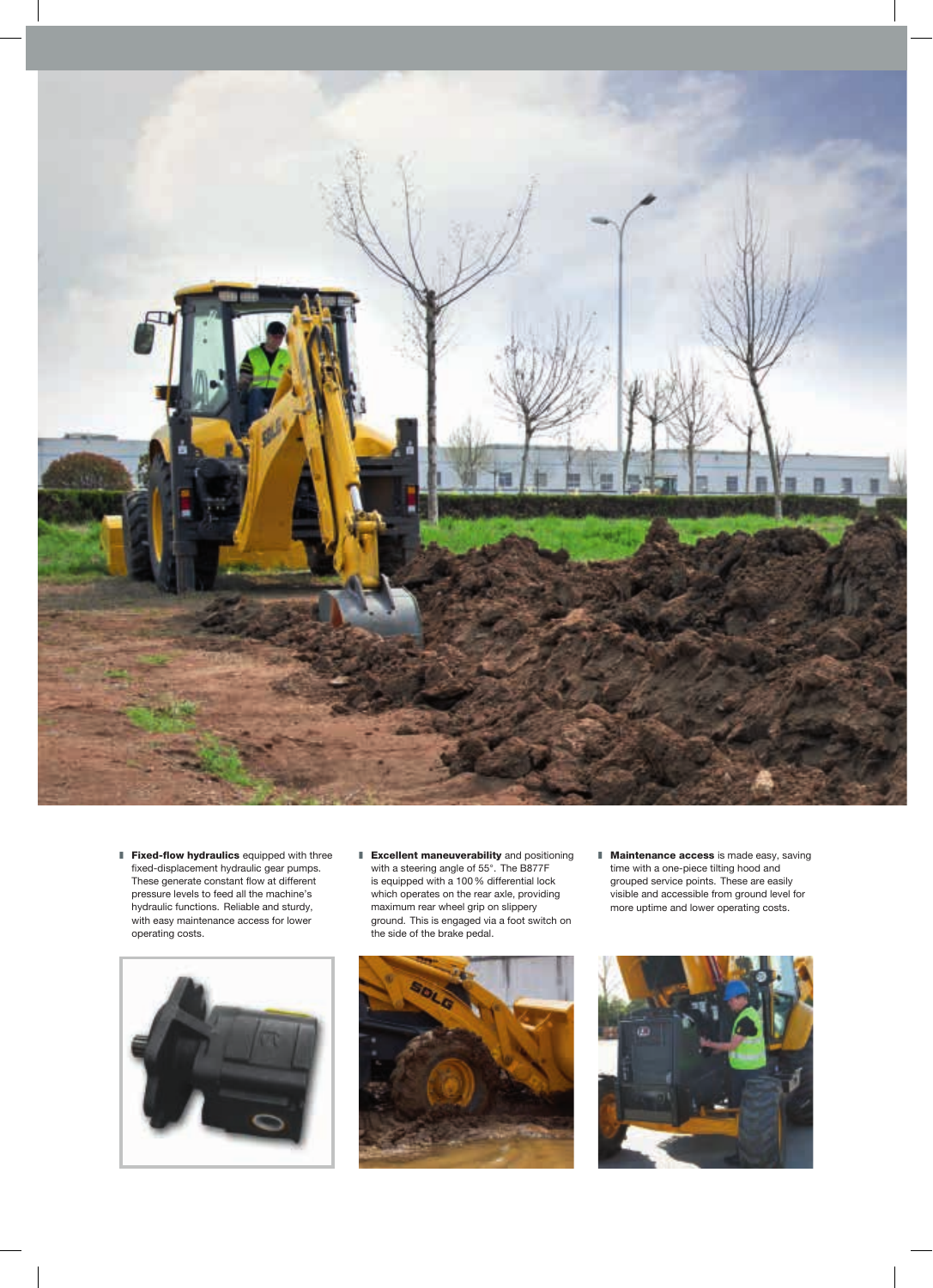- **Fixed-flow hydraulics** equipped with three fixed-displacement hydraulic gear pumps. These generate constant flow at different pressure levels to feed all the machine's hydraulic functions. Reliable and sturdy, with easy maintenance access for lower operating costs.

- **Excellent maneuverability** and positioning with a steering angle of 55°. The B877F is equipped with a 100 % differential lock which operates on the rear axle, providing maximum rear wheel grip on slippery ground. This is engaged via a foot switch on the side of the brake pedal.

- **Maintenance access** is made easy, saving time with a one-piece tilting hood and grouped service points. These are easily visible and accessible from ground level for more uptime and lower operating costs.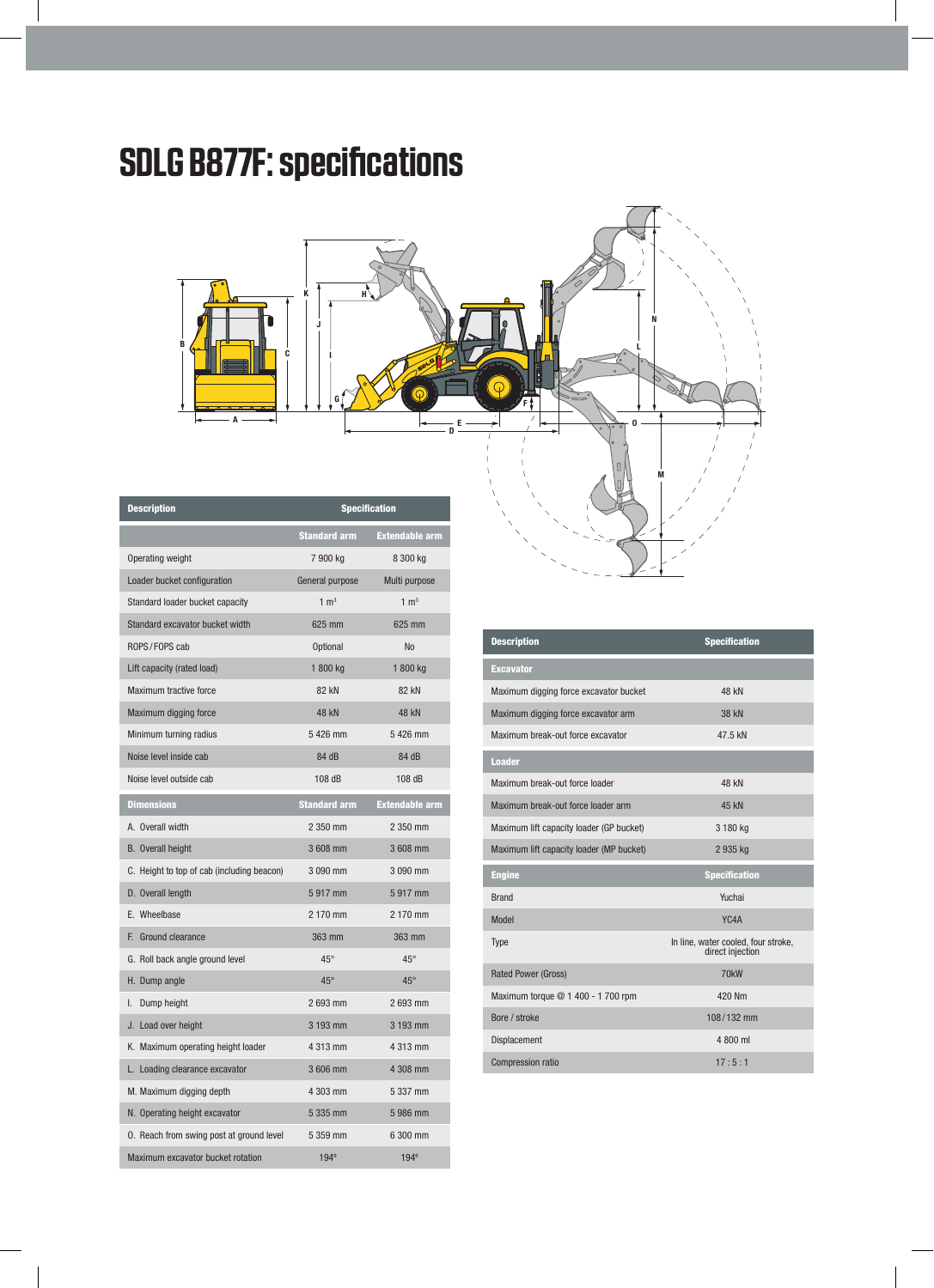# SDLG B877F: specifications

| Description | Specification | |
|---|---|---|
| | Standard arm | Extendable arm |
| Operating weight | 7 900 kg | 8 300 kg |
| Loader bucket configuration | General purpose | Multi purpose |
| Standard loader bucket capacity | 1 m³ | 1 m³ |
| Standard excavator bucket width | 625 mm | 625 mm |
| ROPS / FOPS cab | Optional | No |
| Lift capacity (rated load) | 1 800 kg | 1 800 kg |
| Maximum tractive force | 82 kN | 82 kN |
| Maximum digging force | 48 kN | 48 kN |
| Minimum turning radius | 5 426 mm | 5 426 mm |
| Noise level inside cab | 84 dB | 84 dB |
| Noise level outside cab | 108 dB | 108 dB |
| **Dimensions** | **Standard arm** | **Extendable arm** |
| A. Overall width | 2 350 mm | 2 350 mm |
| B. Overall height | 3 608 mm | 3 608 mm |
| C. Height to top of cab (including beacon) | 3 090 mm | 3 090 mm |
| D. Overall length | 5 917 mm | 5 917 mm |
| E. Wheelbase | 2 170 mm | 2 170 mm |
| F. Ground clearance | 363 mm | 363 mm |
| G. Roll back angle ground level | 45° | 45° |
| H. Dump angle | 45° | 45° |
| I. Dump height | 2 693 mm | 2 693 mm |
| J. Load over height | 3 193 mm | 3 193 mm |
| K. Maximum operating height loader | 4 313 mm | 4 313 mm |
| L. Loading clearance excavator | 3 606 mm | 4 308 mm |
| M. Maximum digging depth | 4 303 mm | 5 337 mm |
| N. Operating height excavator | 5 335 mm | 5 986 mm |
| O. Reach from swing post at ground level | 5 359 mm | 6 300 mm |
| Maximum excavator bucket rotation | 194° | 194° |

| Description | Specification |
|---|---|
| **Excavator** | |
| Maximum digging force excavator bucket | 48 kN |
| Maximum digging force excavator arm | 38 kN |
| Maximum break-out force excavator | 47.5 kN |
| **Loader** | |
| Maximum break-out force loader | 48 kN |
| Maximum break-out force loader arm | 45 kN |
| Maximum lift capacity loader (GP bucket) | 3 180 kg |
| Maximum lift capacity loader (MP bucket) | 2 935 kg |
| **Engine** | **Specification** |
| Brand | Yuchai |
| Model | YC4A |
| Type | In line, water cooled, four stroke, direct injection |
| Rated Power (Gross) | 70kW |
| Maximum torque @ 1 400 - 1 700 rpm | 420 Nm |
| Bore / stroke | 108/132 mm |
| Displacement | 4 800 ml |
| Compression ratio | 17 : 5 : 1 |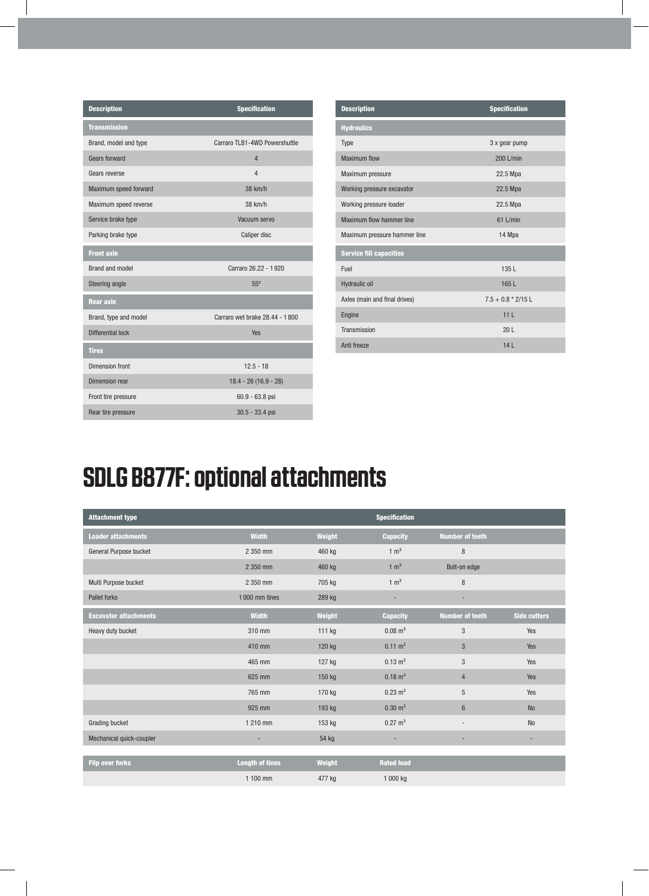| Description | Specification |
| --- | --- |
| **Transmission** | |
| Brand, model and type | Carraro TLB1-4WD Powershuttle |
| Gears forward | 4 |
| Gears reverse | 4 |
| Maximum speed forward | 38 km/h |
| Maximum speed reverse | 38 km/h |
| Service brake type | Vacuum servo |
| Parking brake type | Caliper disc |
| **Front axle** | |
| Brand and model | Carraro 26.22 - 1 920 |
| Steering angle | 55° |
| **Rear axle** | |
| Brand, type and model | Carraro wet brake 28.44 - 1 800 |
| Differential lock | Yes |
| **Tires** | |
| Dimension front | 12.5 - 18 |
| Dimension rear | 18.4 - 26 (16.9 - 28) |
| Front tire pressure | 60.9 - 63.8 psi |
| Rear tire pressure | 30.5 - 33.4 psi |

| Description | Specification |
| --- | --- |
| **Hydraulics** | |
| Type | 3 x gear pump |
| Maximum flow | 200 L/min |
| Maximum pressure | 22.5 Mpa |
| Working pressure excavator | 22.5 Mpa |
| Working pressure loader | 22.5 Mpa |
| Maximum flow hammer line | 61 L/min |
| Maximum pressure hammer line | 14 Mpa |
| **Service fill capacities** | |
| Fuel | 135 L |
| Hydraulic oil | 165 L |
| Axles (main and final drives) | 7.5 + 0.8 * 2/15 L |
| Engine | 11 L |
| Transmission | 20 L |
| Anti freeze | 14 L |

# SDLG B877F: optional attachments

| Attachment type | Specification | | | | |
| --- | --- | --- | --- | --- | --- |
| **Loader attachments** | **Width** | **Weight** | **Capacity** | **Number of teeth** | |
| General Purpose bucket | 2 350 mm | 460 kg | 1 $m^3$ | 8 | |
| | 2 350 mm | 460 kg | 1 $m^3$ | Bolt-on edge | |
| Multi Purpose bucket | 2 350 mm | 705 kg | 1 $m^3$ | 8 | |
| Pallet forks | 1 000 mm tines | 289 kg | - | - | |
| **Excavator attachments** | **Width** | **Weight** | **Capacity** | **Number of teeth** | **Side cutters** |
| Heavy duty bucket | 310 mm | 111 kg | 0.08 $m^3$ | 3 | Yes |
| | 410 mm | 120 kg | 0.11 $m^3$ | 3 | Yes |
| | 465 mm | 127 kg | 0.13 $m^3$ | 3 | Yes |
| | 625 mm | 150 kg | 0.18 $m^3$ | 4 | Yes |
| | 765 mm | 170 kg | 0.23 $m^3$ | 5 | Yes |
| | 925 mm | 193 kg | 0.30 $m^3$ | 6 | No |
| Grading bucket | 1 210 mm | 153 kg | 0.27 $m^3$ | - | No |
| Mechanical quick-coupler | - | 54 kg | - | - | - |

| Flip over forks | Length of tines | Weight | Rated load |
| --- | --- | --- | --- |
| | 1 100 mm | 477 kg | 1 000 kg |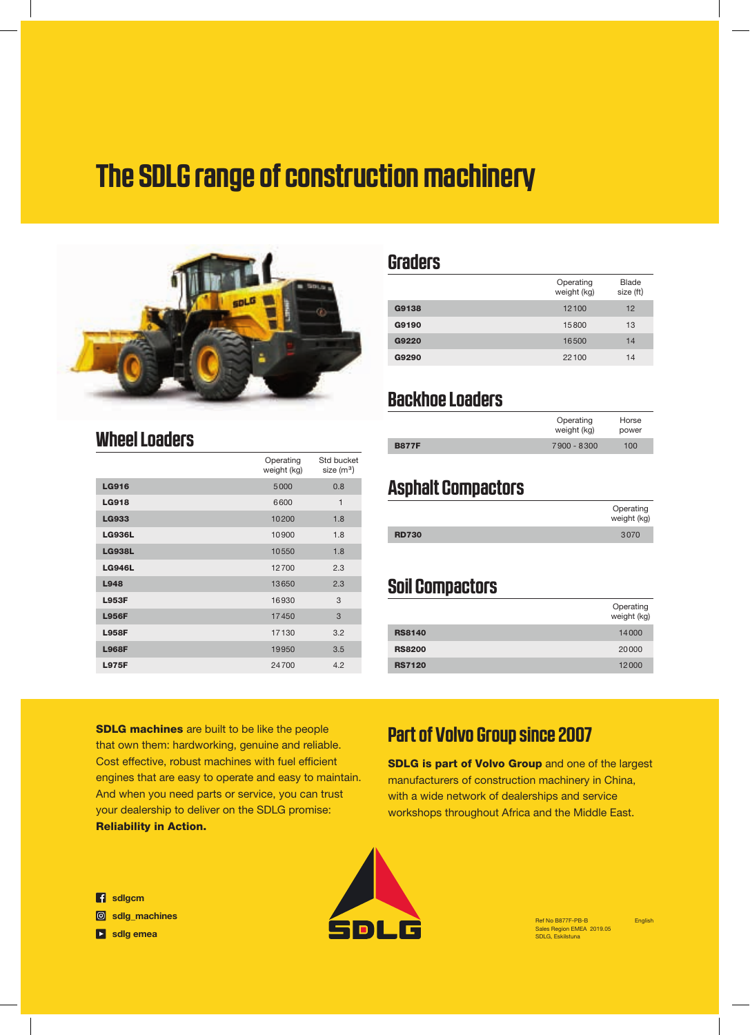# The SDLG range of construction machinery

## Wheel Loaders

| | Operating weight (kg) | Std bucket size ($m^3$) |
|---|---|---|
| LG916 | 5000 | 0.8 |
| LG918 | 6600 | 1 |
| LG933 | 10200 | 1.8 |
| LG936L | 10900 | 1.8 |
| LG938L | 10550 | 1.8 |
| LG946L | 12700 | 2.3 |
| L948 | 13650 | 2.3 |
| L953F | 16930 | 3 |
| L956F | 17450 | 3 |
| L958F | 17130 | 3.2 |
| L968F | 19950 | 3.5 |
| L975F | 24700 | 4.2 |

## Graders

| | Operating weight (kg) | Blade size (ft) |
|---|---|---|
| G9138 | 12100 | 12 |
| G9190 | 15800 | 13 |
| G9220 | 16500 | 14 |
| G9290 | 22100 | 14 |

## Backhoe Loaders

| | Operating weight (kg) | Horse power |
|---|---|---|
| B877F | 7900 - 8300 | 100 |

## Asphalt Compactors

| | Operating weight (kg) |
|---|---|
| RD730 | 3070 |

## Soil Compactors

| | Operating weight (kg) |
|---|---|
| RS8140 | 14000 |
| RS8200 | 20000 |
| RS7120 | 12000 |

**SDLG machines** are built to be like the people that own them: hardworking, genuine and reliable. Cost effective, robust machines with fuel efficient engines that are easy to operate and easy to maintain. And when you need parts or service, you can trust your dealership to deliver on the SDLG promise: **Reliability in Action.**

## Part of Volvo Group since 2007

**SDLG is part of Volvo Group** and one of the largest manufacturers of construction machinery in China, with a wide network of dealerships and service workshops throughout Africa and the Middle East.

- sdlgcm
- sdlg_machines
- sdlg emea

SDLG

Ref No B877F-PB-B
Sales Region EMEA 2019.05
SDLG, Eskilstuna

English